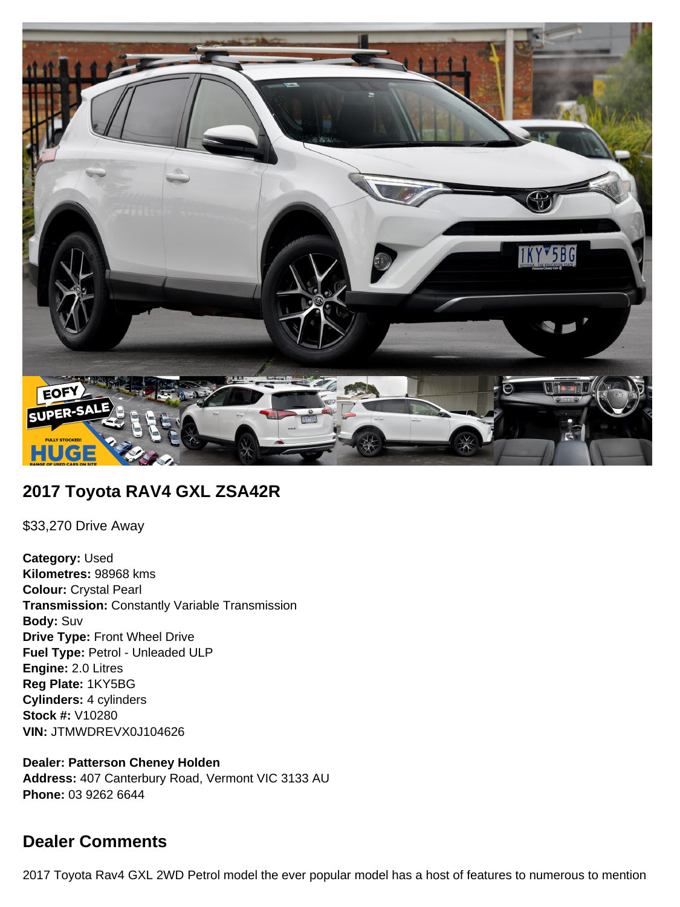## 2017 Toyota RAV4 GXL ZSA42R

$33,270 Drive Away

**Category:** Used
**Kilometres:** 98968 kms
**Colour:** Crystal Pearl
**Transmission:** Constantly Variable Transmission
**Body:** Suv
**Drive Type:** Front Wheel Drive
**Fuel Type:** Petrol - Unleaded ULP
**Engine:** 2.0 Litres
**Reg Plate:** 1KY5BG
**Cylinders:** 4 cylinders
**Stock #:** V10280
**VIN:** JTMWDREVX0J104626

**Dealer: Patterson Cheney Holden**
**Address:** 407 Canterbury Road, Vermont VIC 3133 AU
**Phone:** 03 9262 6644

## Dealer Comments

2017 Toyota Rav4 GXL 2WD Petrol model the ever popular model has a host of features to numerous to mention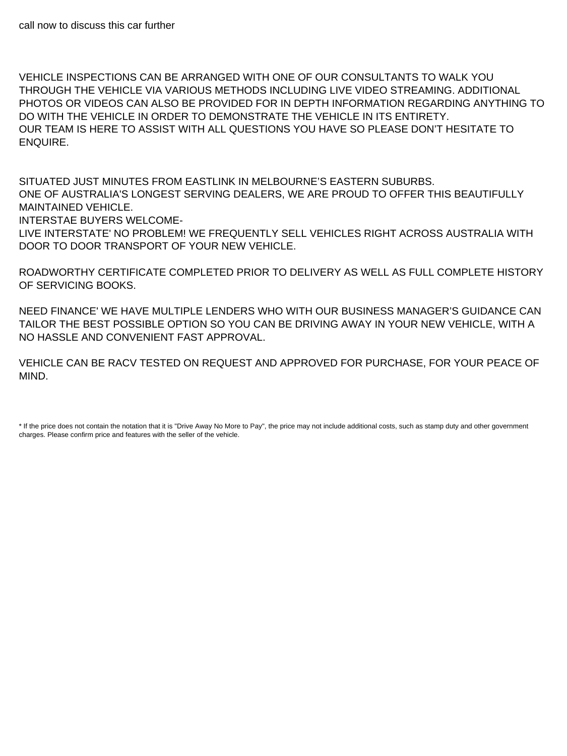call now to discuss this car further

VEHICLE INSPECTIONS CAN BE ARRANGED WITH ONE OF OUR CONSULTANTS TO WALK YOU THROUGH THE VEHICLE VIA VARIOUS METHODS INCLUDING LIVE VIDEO STREAMING. ADDITIONAL PHOTOS OR VIDEOS CAN ALSO BE PROVIDED FOR IN DEPTH INFORMATION REGARDING ANYTHING TO DO WITH THE VEHICLE IN ORDER TO DEMONSTRATE THE VEHICLE IN ITS ENTIRETY.
OUR TEAM IS HERE TO ASSIST WITH ALL QUESTIONS YOU HAVE SO PLEASE DON'T HESITATE TO ENQUIRE.

SITUATED JUST MINUTES FROM EASTLINK IN MELBOURNE'S EASTERN SUBURBS.
ONE OF AUSTRALIA'S LONGEST SERVING DEALERS, WE ARE PROUD TO OFFER THIS BEAUTIFULLY MAINTAINED VEHICLE.
INTERSTAE BUYERS WELCOME-
LIVE INTERSTATE' NO PROBLEM! WE FREQUENTLY SELL VEHICLES RIGHT ACROSS AUSTRALIA WITH DOOR TO DOOR TRANSPORT OF YOUR NEW VEHICLE.

ROADWORTHY CERTIFICATE COMPLETED PRIOR TO DELIVERY AS WELL AS FULL COMPLETE HISTORY OF SERVICING BOOKS.

NEED FINANCE' WE HAVE MULTIPLE LENDERS WHO WITH OUR BUSINESS MANAGER'S GUIDANCE CAN TAILOR THE BEST POSSIBLE OPTION SO YOU CAN BE DRIVING AWAY IN YOUR NEW VEHICLE, WITH A NO HASSLE AND CONVENIENT FAST APPROVAL.

VEHICLE CAN BE RACV TESTED ON REQUEST AND APPROVED FOR PURCHASE, FOR YOUR PEACE OF MIND.

* If the price does not contain the notation that it is "Drive Away No More to Pay", the price may not include additional costs, such as stamp duty and other government charges. Please confirm price and features with the seller of the vehicle.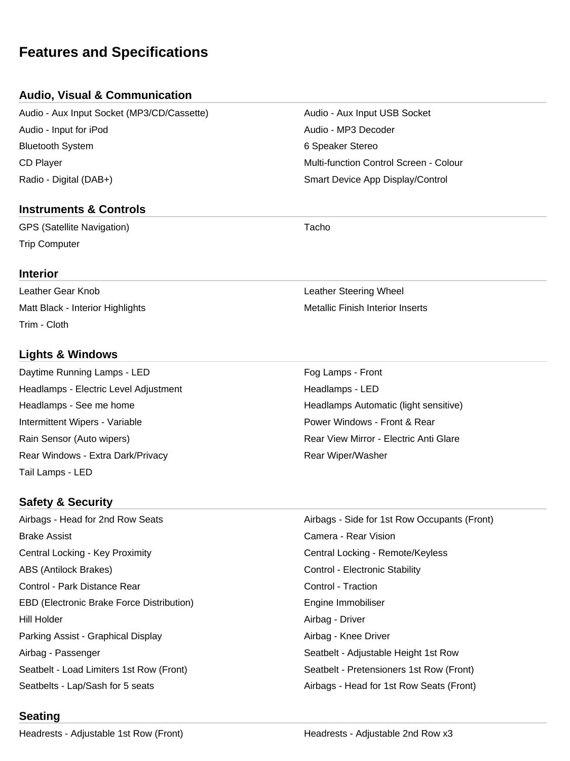# Features and Specifications

## Audio, Visual & Communication

- Audio - Aux Input Socket (MP3/CD/Cassette)
- Audio - Aux Input USB Socket
- Audio - Input for iPod
- Audio - MP3 Decoder
- Bluetooth System
- 6 Speaker Stereo
- CD Player
- Multi-function Control Screen - Colour
- Radio - Digital (DAB+)
- Smart Device App Display/Control

## Instruments & Controls

- GPS (Satellite Navigation)
- Tacho
- Trip Computer

## Interior

- Leather Gear Knob
- Leather Steering Wheel
- Matt Black - Interior Highlights
- Metallic Finish Interior Inserts
- Trim - Cloth

## Lights & Windows

- Daytime Running Lamps - LED
- Fog Lamps - Front
- Headlamps - Electric Level Adjustment
- Headlamps - LED
- Headlamps - See me home
- Headlamps Automatic (light sensitive)
- Intermittent Wipers - Variable
- Power Windows - Front & Rear
- Rain Sensor (Auto wipers)
- Rear View Mirror - Electric Anti Glare
- Rear Windows - Extra Dark/Privacy
- Rear Wiper/Washer
- Tail Lamps - LED

## Safety & Security

- Airbags - Head for 2nd Row Seats
- Airbags - Side for 1st Row Occupants (Front)
- Brake Assist
- Camera - Rear Vision
- Central Locking - Key Proximity
- Central Locking - Remote/Keyless
- ABS (Antilock Brakes)
- Control - Electronic Stability
- Control - Park Distance Rear
- Control - Traction
- EBD (Electronic Brake Force Distribution)
- Engine Immobiliser
- Hill Holder
- Airbag - Driver
- Parking Assist - Graphical Display
- Airbag - Knee Driver
- Airbag - Passenger
- Seatbelt - Adjustable Height 1st Row
- Seatbelt - Load Limiters 1st Row (Front)
- Seatbelt - Pretensioners 1st Row (Front)
- Seatbelts - Lap/Sash for 5 seats
- Airbags - Head for 1st Row Seats (Front)

## Seating

- Headrests - Adjustable 1st Row (Front)
- Headrests - Adjustable 2nd Row x3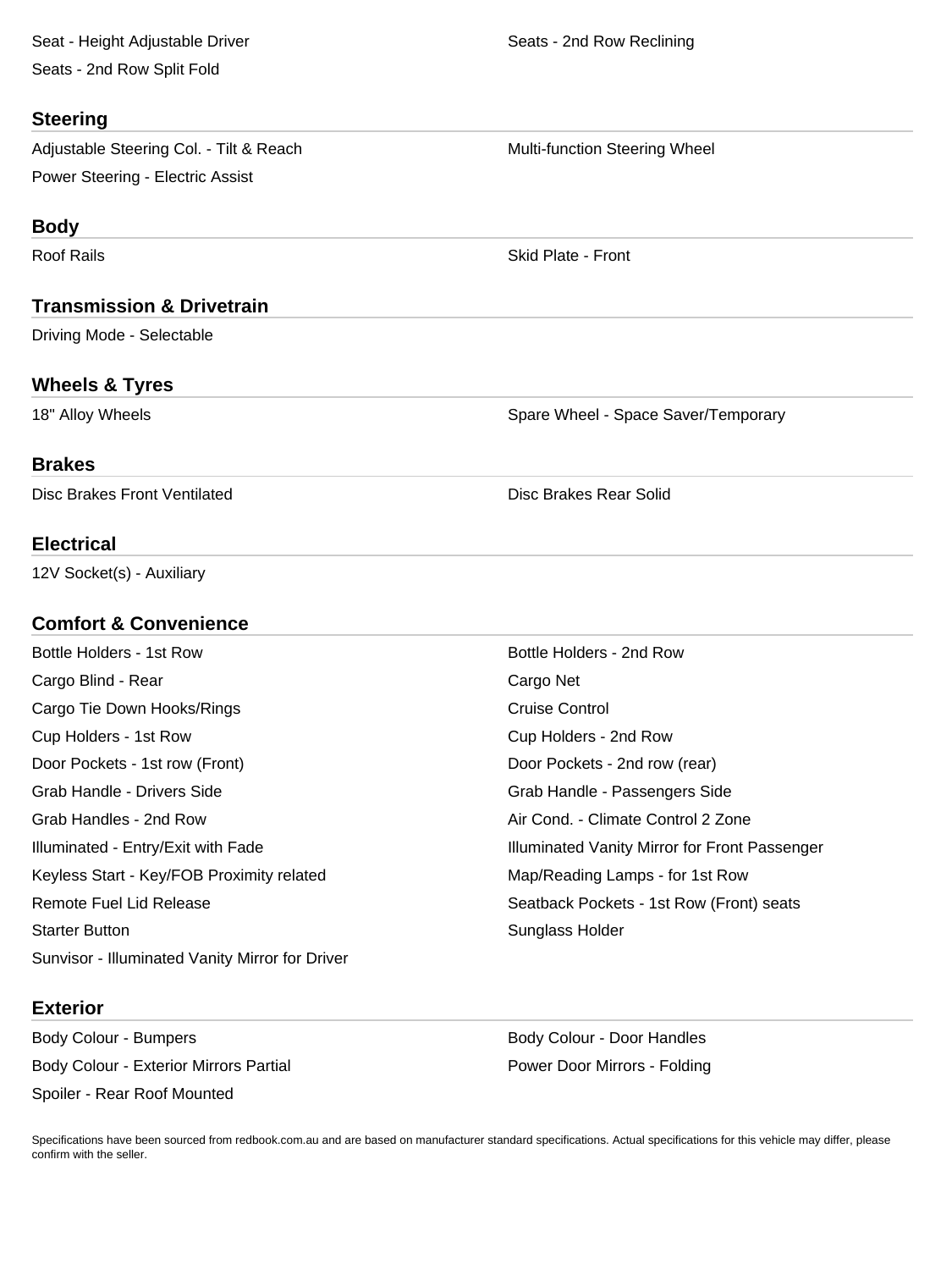Seat - Height Adjustable Driver

Seats - 2nd Row Reclining

Seats - 2nd Row Split Fold

## Steering

Adjustable Steering Col. - Tilt & Reach

Multi-function Steering Wheel

Power Steering - Electric Assist

## Body

Roof Rails

Skid Plate - Front

## Transmission & Drivetrain

Driving Mode - Selectable

## Wheels & Tyres

18" Alloy Wheels

Spare Wheel - Space Saver/Temporary

## Brakes

Disc Brakes Front Ventilated

Disc Brakes Rear Solid

## Electrical

12V Socket(s) - Auxiliary

## Comfort & Convenience

Bottle Holders - 1st Row

Bottle Holders - 2nd Row

Cargo Blind - Rear

Cargo Net

Cargo Tie Down Hooks/Rings

Cruise Control

Cup Holders - 1st Row

Cup Holders - 2nd Row

Door Pockets - 1st row (Front)

Door Pockets - 2nd row (rear)

Grab Handle - Drivers Side

Grab Handle - Passengers Side

Grab Handles - 2nd Row

Air Cond. - Climate Control 2 Zone

Illuminated - Entry/Exit with Fade

Illuminated Vanity Mirror for Front Passenger

Keyless Start - Key/FOB Proximity related

Map/Reading Lamps - for 1st Row

Remote Fuel Lid Release

Seatback Pockets - 1st Row (Front) seats

Starter Button

Sunglass Holder

Sunvisor - Illuminated Vanity Mirror for Driver

## Exterior

Body Colour - Bumpers

Body Colour - Door Handles

Body Colour - Exterior Mirrors Partial

Power Door Mirrors - Folding

Spoiler - Rear Roof Mounted

Specifications have been sourced from redbook.com.au and are based on manufacturer standard specifications. Actual specifications for this vehicle may differ, please confirm with the seller.